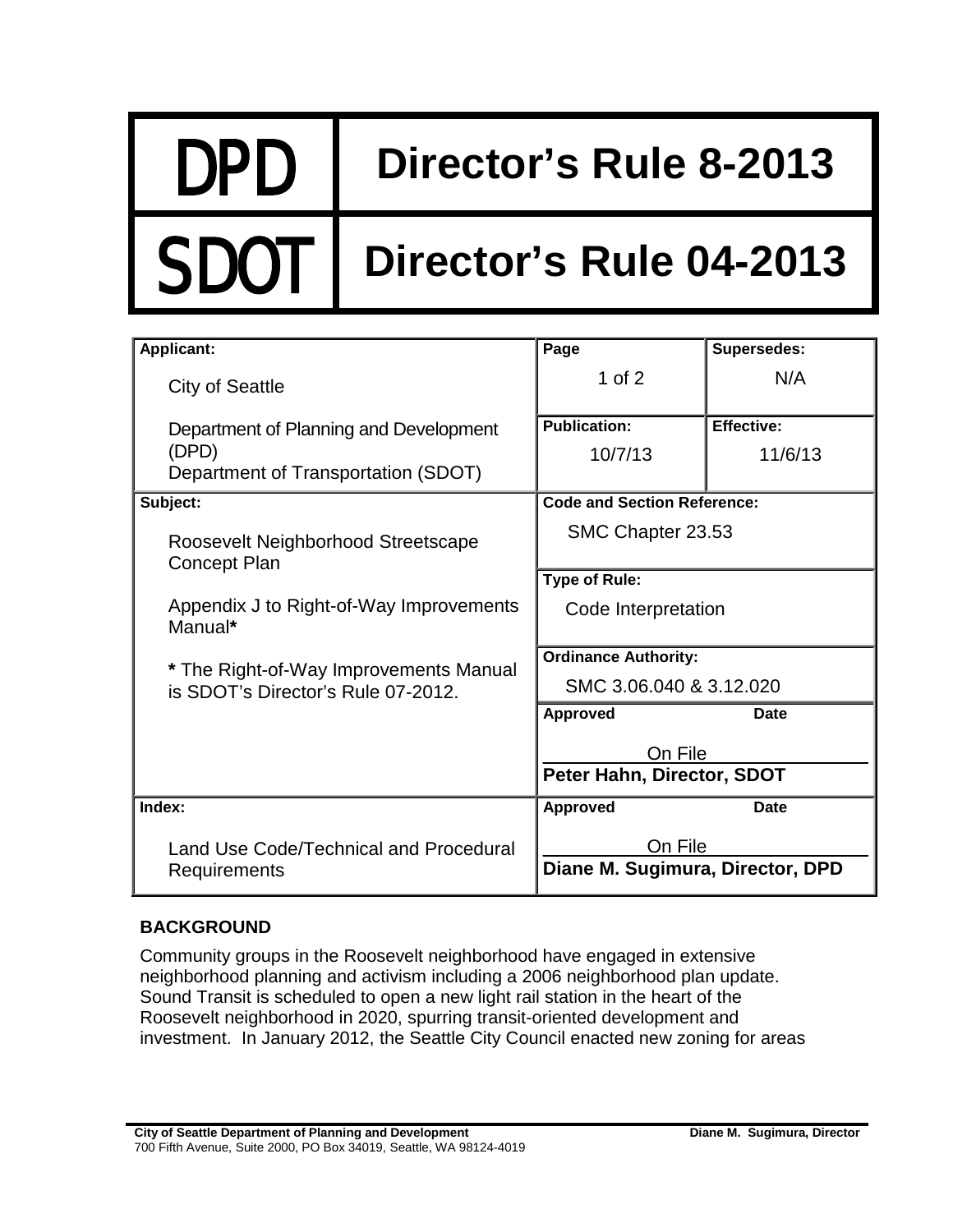| DPD | Director's Rule 8-2013 |
|---|---|
| SDOT | Director's Rule 04-2013 |

| Applicant: | Page | Supersedes: |
|---|---|---|
| City of Seattle<br><br>Department of Planning and Development (DPD)<br>Department of Transportation (SDOT) | 1 of 2 | N/A |
| | **Publication:** 10/7/13 | **Effective:** 11/6/13 |
| **Subject:**<br><br>Roosevelt Neighborhood Streetscape Concept Plan<br><br>Appendix J to Right-of-Way Improvements Manual*<br><br>* The Right-of-Way Improvements Manual is SDOT's Director's Rule 07-2012. | **Code and Section Reference:** SMC Chapter 23.53<br><br>**Type of Rule:** Code Interpretation<br><br>**Ordinance Authority:** SMC 3.06.040 & 3.12.020<br><br>**Approved** **Date**<br>On File<br>**Peter Hahn, Director, SDOT** | |
| **Index:**<br><br>Land Use Code/Technical and Procedural Requirements | **Approved** **Date**<br>On File<br>**Diane M. Sugimura, Director, DPD** | |

## BACKGROUND

Community groups in the Roosevelt neighborhood have engaged in extensive neighborhood planning and activism including a 2006 neighborhood plan update. Sound Transit is scheduled to open a new light rail station in the heart of the Roosevelt neighborhood in 2020, spurring transit-oriented development and investment. In January 2012, the Seattle City Council enacted new zoning for areas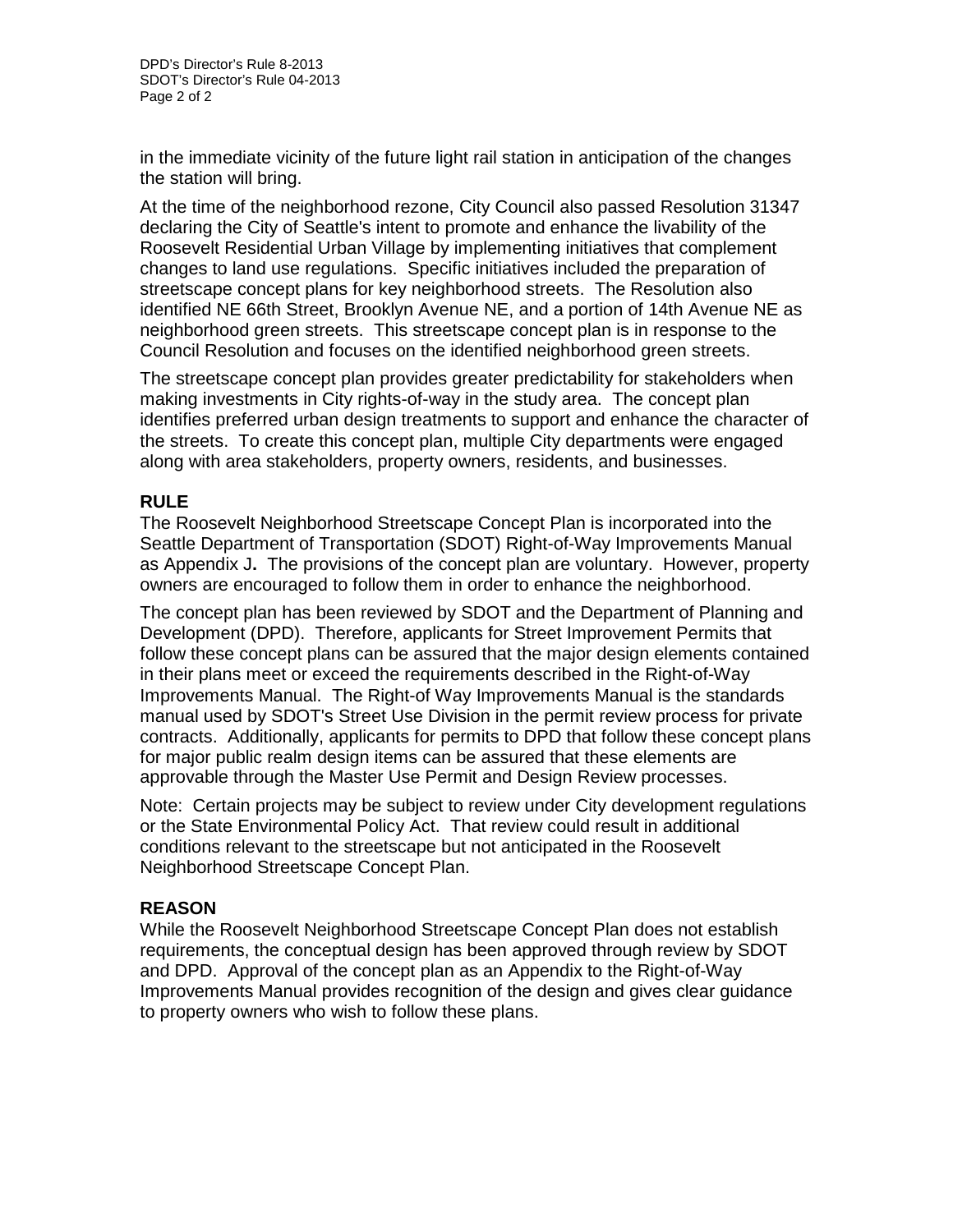in the immediate vicinity of the future light rail station in anticipation of the changes the station will bring.

At the time of the neighborhood rezone, City Council also passed Resolution 31347 declaring the City of Seattle's intent to promote and enhance the livability of the Roosevelt Residential Urban Village by implementing initiatives that complement changes to land use regulations. Specific initiatives included the preparation of streetscape concept plans for key neighborhood streets. The Resolution also identified NE 66th Street, Brooklyn Avenue NE, and a portion of 14th Avenue NE as neighborhood green streets. This streetscape concept plan is in response to the Council Resolution and focuses on the identified neighborhood green streets.

The streetscape concept plan provides greater predictability for stakeholders when making investments in City rights-of-way in the study area. The concept plan identifies preferred urban design treatments to support and enhance the character of the streets. To create this concept plan, multiple City departments were engaged along with area stakeholders, property owners, residents, and businesses.

## RULE

The Roosevelt Neighborhood Streetscape Concept Plan is incorporated into the Seattle Department of Transportation (SDOT) Right-of-Way Improvements Manual as Appendix J**.** The provisions of the concept plan are voluntary. However, property owners are encouraged to follow them in order to enhance the neighborhood.

The concept plan has been reviewed by SDOT and the Department of Planning and Development (DPD). Therefore, applicants for Street Improvement Permits that follow these concept plans can be assured that the major design elements contained in their plans meet or exceed the requirements described in the Right-of-Way Improvements Manual. The Right-of Way Improvements Manual is the standards manual used by SDOT's Street Use Division in the permit review process for private contracts. Additionally, applicants for permits to DPD that follow these concept plans for major public realm design items can be assured that these elements are approvable through the Master Use Permit and Design Review processes.

Note: Certain projects may be subject to review under City development regulations or the State Environmental Policy Act. That review could result in additional conditions relevant to the streetscape but not anticipated in the Roosevelt Neighborhood Streetscape Concept Plan.

## REASON

While the Roosevelt Neighborhood Streetscape Concept Plan does not establish requirements, the conceptual design has been approved through review by SDOT and DPD. Approval of the concept plan as an Appendix to the Right-of-Way Improvements Manual provides recognition of the design and gives clear guidance to property owners who wish to follow these plans.